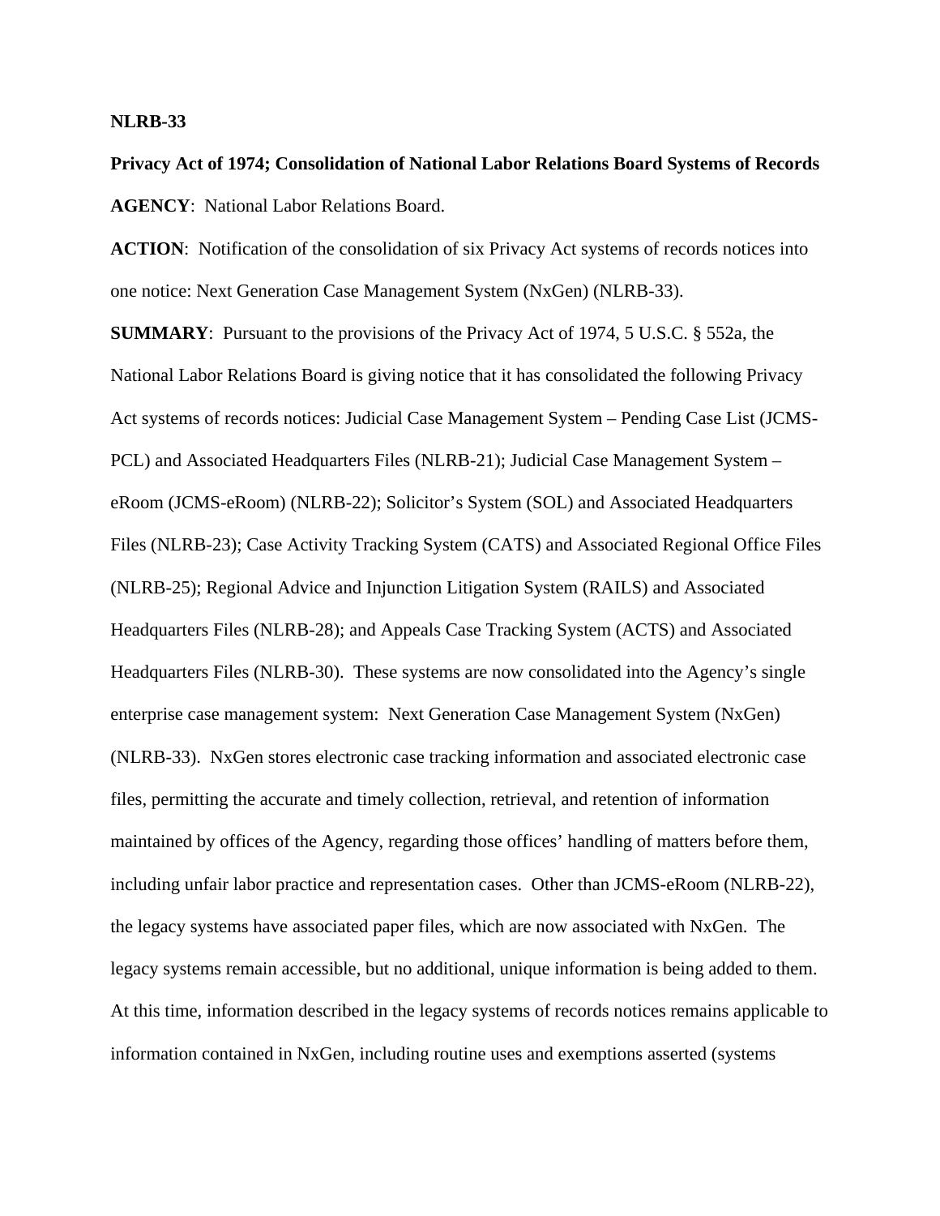**NLRB-33**

**Privacy Act of 1974; Consolidation of National Labor Relations Board Systems of Records**

**AGENCY**: National Labor Relations Board.

**ACTION**: Notification of the consolidation of six Privacy Act systems of records notices into one notice: Next Generation Case Management System (NxGen) (NLRB-33).

**SUMMARY**: Pursuant to the provisions of the Privacy Act of 1974, 5 U.S.C. § 552a, the National Labor Relations Board is giving notice that it has consolidated the following Privacy Act systems of records notices: Judicial Case Management System – Pending Case List (JCMS-PCL) and Associated Headquarters Files (NLRB-21); Judicial Case Management System – eRoom (JCMS-eRoom) (NLRB-22); Solicitor's System (SOL) and Associated Headquarters Files (NLRB-23); Case Activity Tracking System (CATS) and Associated Regional Office Files (NLRB-25); Regional Advice and Injunction Litigation System (RAILS) and Associated Headquarters Files (NLRB-28); and Appeals Case Tracking System (ACTS) and Associated Headquarters Files (NLRB-30). These systems are now consolidated into the Agency's single enterprise case management system: Next Generation Case Management System (NxGen) (NLRB-33). NxGen stores electronic case tracking information and associated electronic case files, permitting the accurate and timely collection, retrieval, and retention of information maintained by offices of the Agency, regarding those offices' handling of matters before them, including unfair labor practice and representation cases. Other than JCMS-eRoom (NLRB-22), the legacy systems have associated paper files, which are now associated with NxGen. The legacy systems remain accessible, but no additional, unique information is being added to them. At this time, information described in the legacy systems of records notices remains applicable to information contained in NxGen, including routine uses and exemptions asserted (systems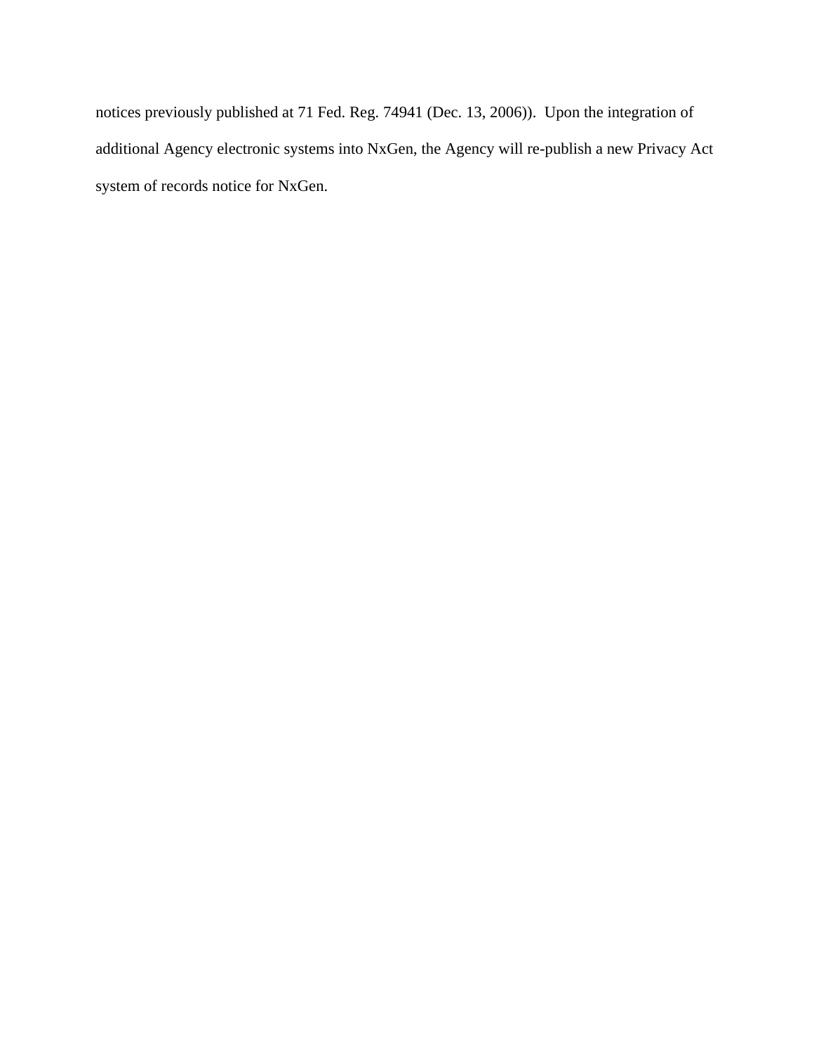notices previously published at 71 Fed. Reg. 74941 (Dec. 13, 2006)). Upon the integration of additional Agency electronic systems into NxGen, the Agency will re-publish a new Privacy Act system of records notice for NxGen.